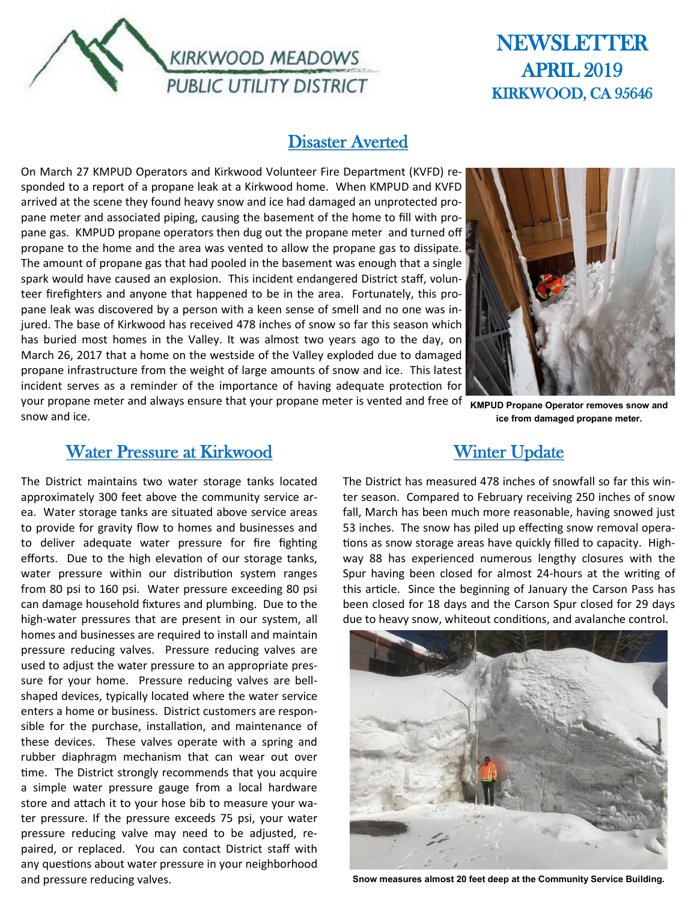KIRKWOOD MEADOWS PUBLIC UTILITY DISTRICT

# NEWSLETTER
## APRIL 2019
## KIRKWOOD, CA 95646

## Disaster Averted

On March 27 KMPUD Operators and Kirkwood Volunteer Fire Department (KVFD) responded to a report of a propane leak at a Kirkwood home. When KMPUD and KVFD arrived at the scene they found heavy snow and ice had damaged an unprotected propane meter and associated piping, causing the basement of the home to fill with propane gas. KMPUD propane operators then dug out the propane meter and turned off propane to the home and the area was vented to allow the propane gas to dissipate. The amount of propane gas that had pooled in the basement was enough that a single spark would have caused an explosion. This incident endangered District staff, volunteer firefighters and anyone that happened to be in the area. Fortunately, this propane leak was discovered by a person with a keen sense of smell and no one was injured. The base of Kirkwood has received 478 inches of snow so far this season which has buried most homes in the Valley. It was almost two years ago to the day, on March 26, 2017 that a home on the westside of the Valley exploded due to damaged propane infrastructure from the weight of large amounts of snow and ice. This latest incident serves as a reminder of the importance of having adequate protection for your propane meter and always ensure that your propane meter is vented and free of snow and ice.

**KMPUD Propane Operator removes snow and ice from damaged propane meter.**

## Water Pressure at Kirkwood

The District maintains two water storage tanks located approximately 300 feet above the community service area. Water storage tanks are situated above service areas to provide for gravity flow to homes and businesses and to deliver adequate water pressure for fire fighting efforts. Due to the high elevation of our storage tanks, water pressure within our distribution system ranges from 80 psi to 160 psi. Water pressure exceeding 80 psi can damage household fixtures and plumbing. Due to the high-water pressures that are present in our system, all homes and businesses are required to install and maintain pressure reducing valves. Pressure reducing valves are used to adjust the water pressure to an appropriate pressure for your home. Pressure reducing valves are bell-shaped devices, typically located where the water service enters a home or business. District customers are responsible for the purchase, installation, and maintenance of these devices. These valves operate with a spring and rubber diaphragm mechanism that can wear out over time. The District strongly recommends that you acquire a simple water pressure gauge from a local hardware store and attach it to your hose bib to measure your water pressure. If the pressure exceeds 75 psi, your water pressure reducing valve may need to be adjusted, repaired, or replaced. You can contact District staff with any questions about water pressure in your neighborhood and pressure reducing valves.

## Winter Update

The District has measured 478 inches of snowfall so far this winter season. Compared to February receiving 250 inches of snow fall, March has been much more reasonable, having snowed just 53 inches. The snow has piled up effecting snow removal operations as snow storage areas have quickly filled to capacity. Highway 88 has experienced numerous lengthy closures with the Spur having been closed for almost 24-hours at the writing of this article. Since the beginning of January the Carson Pass has been closed for 18 days and the Carson Spur closed for 29 days due to heavy snow, whiteout conditions, and avalanche control.

**Snow measures almost 20 feet deep at the Community Service Building.**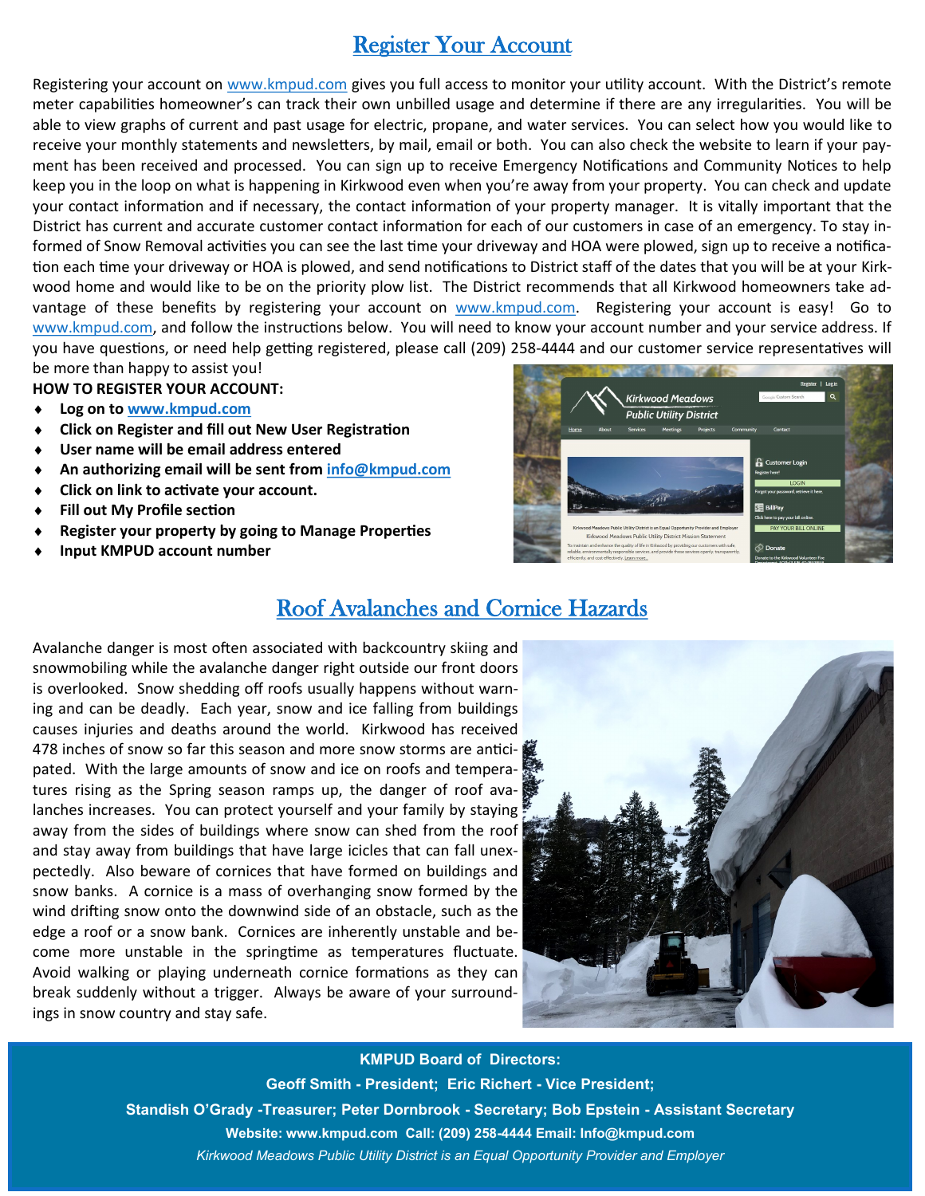## Register Your Account

Registering your account on www.kmpud.com gives you full access to monitor your utility account. With the District's remote meter capabilities homeowner's can track their own unbilled usage and determine if there are any irregularities. You will be able to view graphs of current and past usage for electric, propane, and water services. You can select how you would like to receive your monthly statements and newsletters, by mail, email or both. You can also check the website to learn if your payment has been received and processed. You can sign up to receive Emergency Notifications and Community Notices to help keep you in the loop on what is happening in Kirkwood even when you're away from your property. You can check and update your contact information and if necessary, the contact information of your property manager. It is vitally important that the District has current and accurate customer contact information for each of our customers in case of an emergency. To stay informed of Snow Removal activities you can see the last time your driveway and HOA were plowed, sign up to receive a notification each time your driveway or HOA is plowed, and send notifications to District staff of the dates that you will be at your Kirkwood home and would like to be on the priority plow list. The District recommends that all Kirkwood homeowners take advantage of these benefits by registering your account on www.kmpud.com. Registering your account is easy! Go to www.kmpud.com, and follow the instructions below. You will need to know your account number and your service address. If you have questions, or need help getting registered, please call (209) 258-4444 and our customer service representatives will be more than happy to assist you!

**HOW TO REGISTER YOUR ACCOUNT:**

- **Log on to www.kmpud.com**
- **Click on Register and fill out New User Registration**
- **User name will be email address entered**
- **An authorizing email will be sent from info@kmpud.com**
- **Click on link to activate your account.**
- **Fill out My Profile section**
- **Register your property by going to Manage Properties**
- **Input KMPUD account number**

## Roof Avalanches and Cornice Hazards

Avalanche danger is most often associated with backcountry skiing and snowmobiling while the avalanche danger right outside our front doors is overlooked. Snow shedding off roofs usually happens without warning and can be deadly. Each year, snow and ice falling from buildings causes injuries and deaths around the world. Kirkwood has received 478 inches of snow so far this season and more snow storms are anticipated. With the large amounts of snow and ice on roofs and temperatures rising as the Spring season ramps up, the danger of roof avalanches increases. You can protect yourself and your family by staying away from the sides of buildings where snow can shed from the roof and stay away from buildings that have large icicles that can fall unexpectedly. Also beware of cornices that have formed on buildings and snow banks. A cornice is a mass of overhanging snow formed by the wind drifting snow onto the downwind side of an obstacle, such as the edge a roof or a snow bank. Cornices are inherently unstable and become more unstable in the springtime as temperatures fluctuate. Avoid walking or playing underneath cornice formations as they can break suddenly without a trigger. Always be aware of your surroundings in snow country and stay safe.

**KMPUD Board of Directors:**

**Geoff Smith - President; Eric Richert - Vice President;**

**Standish O'Grady -Treasurer; Peter Dornbrook - Secretary; Bob Epstein - Assistant Secretary**

**Website: www.kmpud.com Call: (209) 258-4444 Email: Info@kmpud.com**

*Kirkwood Meadows Public Utility District is an Equal Opportunity Provider and Employer*